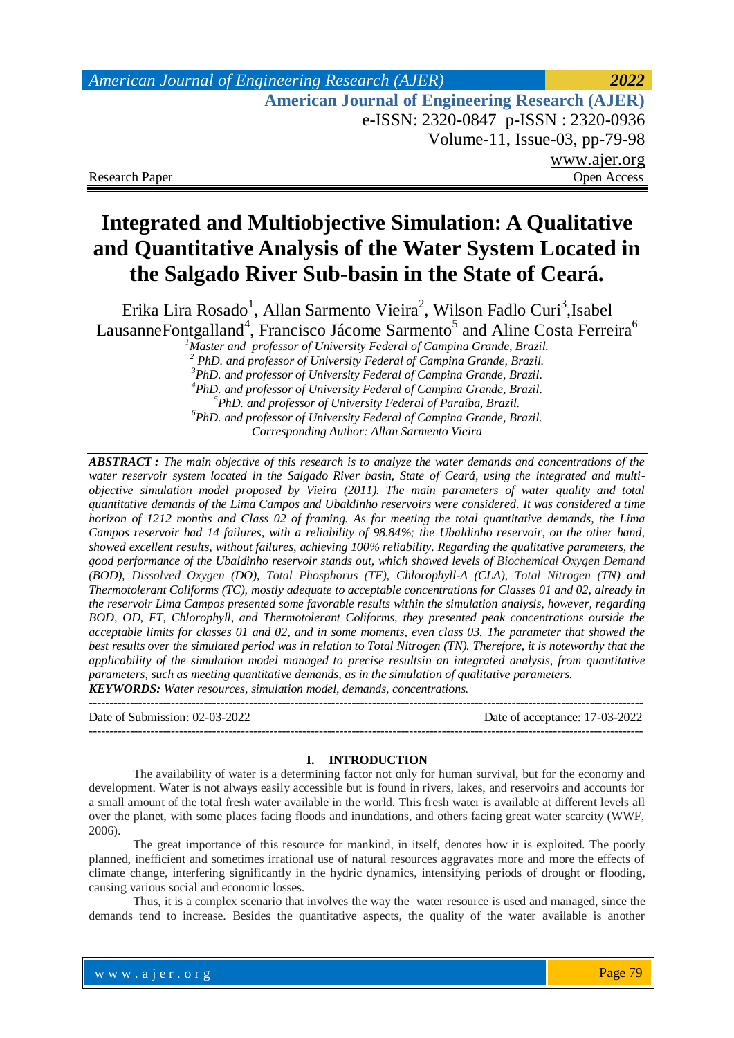Research Paper | Open Access

# Integrated and Multiobjective Simulation: A Qualitative and Quantitative Analysis of the Water System Located in the Salgado River Sub-basin in the State of Ceará.

Erika Lira Rosado[1], Allan Sarmento Vieira[2], Wilson Fadlo Curi[3],Isabel LausanneFontgalland[4], Francisco Jácome Sarmento[5] and Aline Costa Ferreira[6]

*[1]Master and professor of University Federal of Campina Grande, Brazil.*
*[2] PhD. and professor of University Federal of Campina Grande, Brazil.*
*[3]PhD. and professor of University Federal of Campina Grande, Brazil.*
*[4]PhD. and professor of University Federal of Campina Grande, Brazil.*
*[5]PhD. and professor of University Federal of Paraíba, Brazil.*
*[6]PhD. and professor of University Federal of Campina Grande, Brazil.*
*Corresponding Author: Allan Sarmento Vieira*

***ABSTRACT :*** *The main objective of this research is to analyze the water demands and concentrations of the water reservoir system located in the Salgado River basin, State of Ceará, using the integrated and multi-objective simulation model proposed by Vieira (2011). The main parameters of water quality and total quantitative demands of the Lima Campos and Ubaldinho reservoirs were considered. It was considered a time horizon of 1212 months and Class 02 of framing. As for meeting the total quantitative demands, the Lima Campos reservoir had 14 failures, with a reliability of 98.84%; the Ubaldinho reservoir, on the other hand, showed excellent results, without failures, achieving 100% reliability. Regarding the qualitative parameters, the good performance of the Ubaldinho reservoir stands out, which showed levels of Biochemical Oxygen Demand (BOD), Dissolved Oxygen (DO), Total Phosphorus (TF), Chlorophyll-A (CLA), Total Nitrogen (TN) and Thermotolerant Coliforms (TC), mostly adequate to acceptable concentrations for Classes 01 and 02, already in the reservoir Lima Campos presented some favorable results within the simulation analysis, however, regarding BOD, OD, FT, Chlorophyll, and Thermotolerant Coliforms, they presented peak concentrations outside the acceptable limits for classes 01 and 02, and in some moments, even class 03. The parameter that showed the best results over the simulated period was in relation to Total Nitrogen (TN). Therefore, it is noteworthy that the applicability of the simulation model managed to precise resultsin an integrated analysis, from quantitative parameters, such as meeting quantitative demands, as in the simulation of qualitative parameters.*
***KEYWORDS:*** *Water resources, simulation model, demands, concentrations.*

---

Date of Submission: 02-03-2022 | Date of acceptance: 17-03-2022

---

## I. INTRODUCTION

The availability of water is a determining factor not only for human survival, but for the economy and development. Water is not always easily accessible but is found in rivers, lakes, and reservoirs and accounts for a small amount of the total fresh water available in the world. This fresh water is available at different levels all over the planet, with some places facing floods and inundations, and others facing great water scarcity (WWF, 2006).

The great importance of this resource for mankind, in itself, denotes how it is exploited. The poorly planned, inefficient and sometimes irrational use of natural resources aggravates more and more the effects of climate change, interfering significantly in the hydric dynamics, intensifying periods of drought or flooding, causing various social and economic losses.

Thus, it is a complex scenario that involves the way the water resource is used and managed, since the demands tend to increase. Besides the quantitative aspects, the quality of the water available is another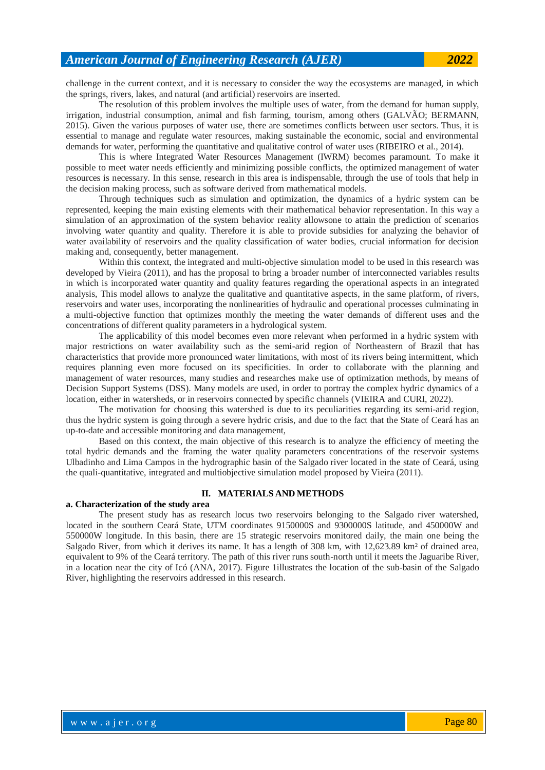challenge in the current context, and it is necessary to consider the way the ecosystems are managed, in which the springs, rivers, lakes, and natural (and artificial) reservoirs are inserted.

The resolution of this problem involves the multiple uses of water, from the demand for human supply, irrigation, industrial consumption, animal and fish farming, tourism, among others (GALVÃO; BERMANN, 2015). Given the various purposes of water use, there are sometimes conflicts between user sectors. Thus, it is essential to manage and regulate water resources, making sustainable the economic, social and environmental demands for water, performing the quantitative and qualitative control of water uses (RIBEIRO et al., 2014).

This is where Integrated Water Resources Management (IWRM) becomes paramount. To make it possible to meet water needs efficiently and minimizing possible conflicts, the optimized management of water resources is necessary. In this sense, research in this area is indispensable, through the use of tools that help in the decision making process, such as software derived from mathematical models.

Through techniques such as simulation and optimization, the dynamics of a hydric system can be represented, keeping the main existing elements with their mathematical behavior representation. In this way a simulation of an approximation of the system behavior reality allowsone to attain the prediction of scenarios involving water quantity and quality. Therefore it is able to provide subsidies for analyzing the behavior of water availability of reservoirs and the quality classification of water bodies, crucial information for decision making and, consequently, better management.

Within this context, the integrated and multi-objective simulation model to be used in this research was developed by Vieira (2011), and has the proposal to bring a broader number of interconnected variables results in which is incorporated water quantity and quality features regarding the operational aspects in an integrated analysis, This model allows to analyze the qualitative and quantitative aspects, in the same platform, of rivers, reservoirs and water uses, incorporating the nonlinearities of hydraulic and operational processes culminating in a multi-objective function that optimizes monthly the meeting the water demands of different uses and the concentrations of different quality parameters in a hydrological system.

The applicability of this model becomes even more relevant when performed in a hydric system with major restrictions on water availability such as the semi-arid region of Northeastern of Brazil that has characteristics that provide more pronounced water limitations, with most of its rivers being intermittent, which requires planning even more focused on its specificities. In order to collaborate with the planning and management of water resources, many studies and researches make use of optimization methods, by means of Decision Support Systems (DSS). Many models are used, in order to portray the complex hydric dynamics of a location, either in watersheds, or in reservoirs connected by specific channels (VIEIRA and CURI, 2022).

The motivation for choosing this watershed is due to its peculiarities regarding its semi-arid region, thus the hydric system is going through a severe hydric crisis, and due to the fact that the State of Ceará has an up-to-date and accessible monitoring and data management,

Based on this context, the main objective of this research is to analyze the efficiency of meeting the total hydric demands and the framing the water quality parameters concentrations of the reservoir systems Ulbadinho and Lima Campos in the hydrographic basin of the Salgado river located in the state of Ceará, using the quali-quantitative, integrated and multiobjective simulation model proposed by Vieira (2011).

## II. MATERIALS AND METHODS

### a. Characterization of the study area

The present study has as research locus two reservoirs belonging to the Salgado river watershed, located in the southern Ceará State, UTM coordinates 9150000S and 9300000S latitude, and 450000W and 550000W longitude. In this basin, there are 15 strategic reservoirs monitored daily, the main one being the Salgado River, from which it derives its name. It has a length of 308 km, with 12,623.89 km² of drained area, equivalent to 9% of the Ceará territory. The path of this river runs south-north until it meets the Jaguaribe River, in a location near the city of Icó (ANA, 2017). Figure 1illustrates the location of the sub-basin of the Salgado River, highlighting the reservoirs addressed in this research.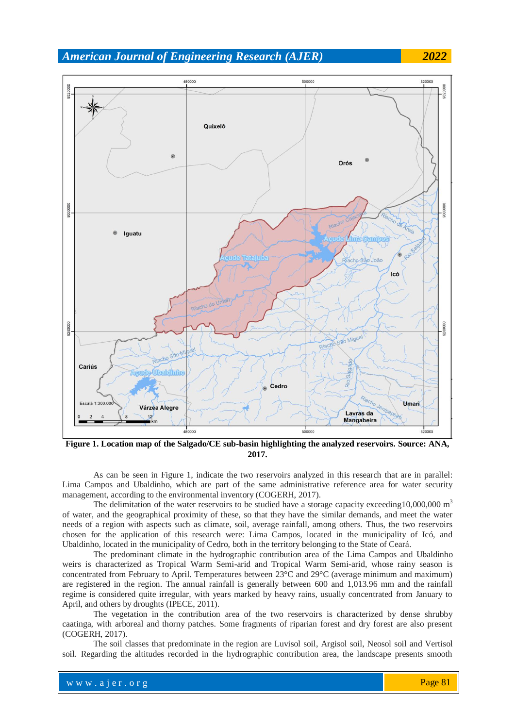**Figure 1. Location map of the Salgado/CE sub-basin highlighting the analyzed reservoirs. Source: ANA, 2017.**

As can be seen in Figure 1, indicate the two reservoirs analyzed in this research that are in parallel: Lima Campos and Ubaldinho, which are part of the same administrative reference area for water security management, according to the environmental inventory (COGERH, 2017).

The delimitation of the water reservoirs to be studied have a storage capacity exceeding10,000,000 $m^3$ of water, and the geographical proximity of these, so that they have the similar demands, and meet the water needs of a region with aspects such as climate, soil, average rainfall, among others. Thus, the two reservoirs chosen for the application of this research were: Lima Campos, located in the municipality of Icó, and Ubaldinho, located in the municipality of Cedro, both in the territory belonging to the State of Ceará.

The predominant climate in the hydrographic contribution area of the Lima Campos and Ubaldinho weirs is characterized as Tropical Warm Semi-arid and Tropical Warm Semi-arid, whose rainy season is concentrated from February to April. Temperatures between 23°C and 29°C (average minimum and maximum) are registered in the region. The annual rainfall is generally between 600 and 1,013.96 mm and the rainfall regime is considered quite irregular, with years marked by heavy rains, usually concentrated from January to April, and others by droughts (IPECE, 2011).

The vegetation in the contribution area of the two reservoirs is characterized by dense shrubby caatinga, with arboreal and thorny patches. Some fragments of riparian forest and dry forest are also present (COGERH, 2017).

The soil classes that predominate in the region are Luvisol soil, Argisol soil, Neosol soil and Vertisol soil. Regarding the altitudes recorded in the hydrographic contribution area, the landscape presents smooth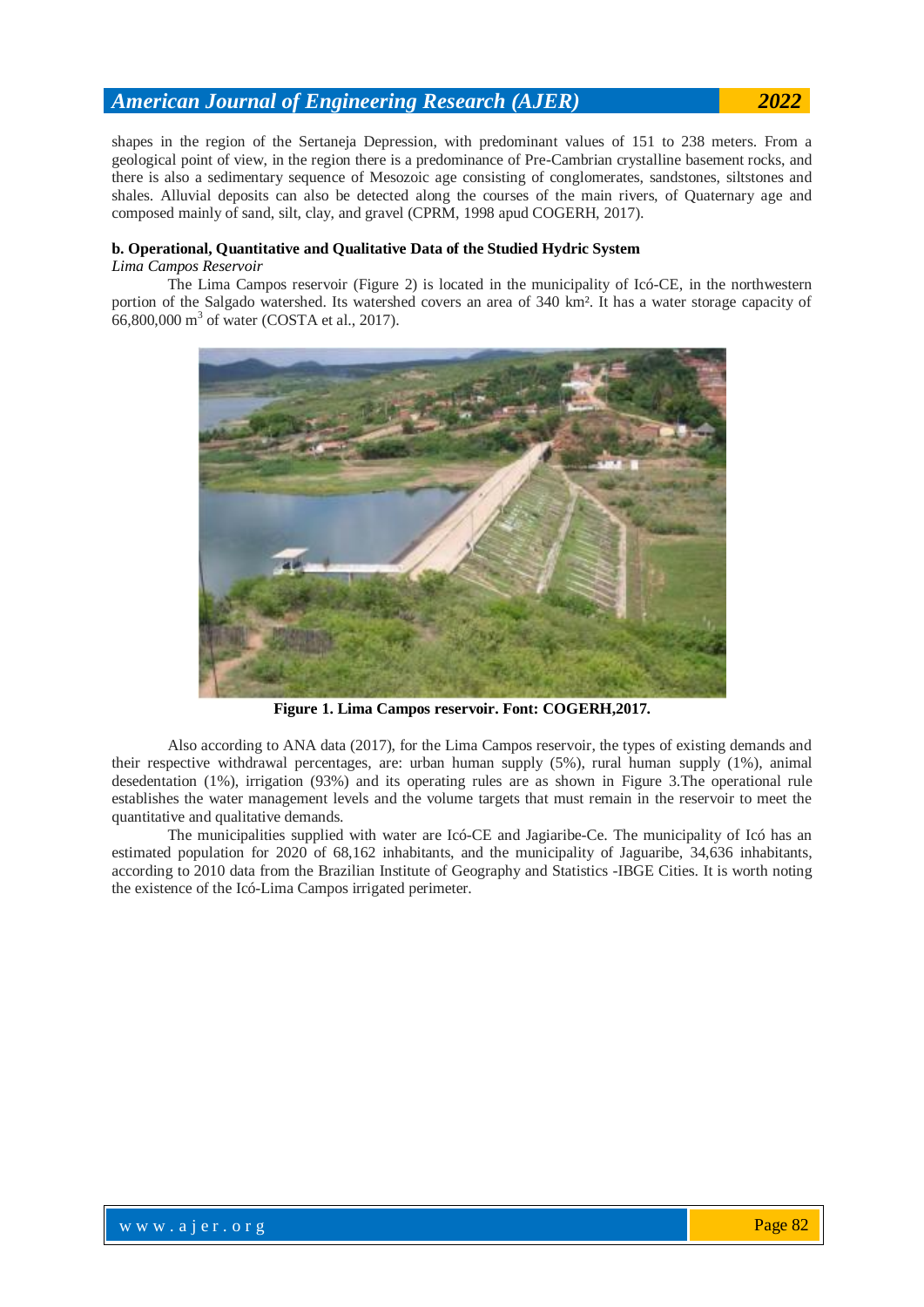shapes in the region of the Sertaneja Depression, with predominant values of 151 to 238 meters. From a geological point of view, in the region there is a predominance of Pre-Cambrian crystalline basement rocks, and there is also a sedimentary sequence of Mesozoic age consisting of conglomerates, sandstones, siltstones and shales. Alluvial deposits can also be detected along the courses of the main rivers, of Quaternary age and composed mainly of sand, silt, clay, and gravel (CPRM, 1998 apud COGERH, 2017).

**b. Operational, Quantitative and Qualitative Data of the Studied Hydric System**

*Lima Campos Reservoir*

The Lima Campos reservoir (Figure 2) is located in the municipality of Icó-CE, in the northwestern portion of the Salgado watershed. Its watershed covers an area of 340 km². It has a water storage capacity of 66,800,000 $m^3$ of water (COSTA et al., 2017).

**Figure 1. Lima Campos reservoir. Font: COGERH,2017.**

Also according to ANA data (2017), for the Lima Campos reservoir, the types of existing demands and their respective withdrawal percentages, are: urban human supply (5%), rural human supply (1%), animal desedentation (1%), irrigation (93%) and its operating rules are as shown in Figure 3.The operational rule establishes the water management levels and the volume targets that must remain in the reservoir to meet the quantitative and qualitative demands.

The municipalities supplied with water are Icó-CE and Jagiaribe-Ce. The municipality of Icó has an estimated population for 2020 of 68,162 inhabitants, and the municipality of Jaguaribe, 34,636 inhabitants, according to 2010 data from the Brazilian Institute of Geography and Statistics -IBGE Cities. It is worth noting the existence of the Icó-Lima Campos irrigated perimeter.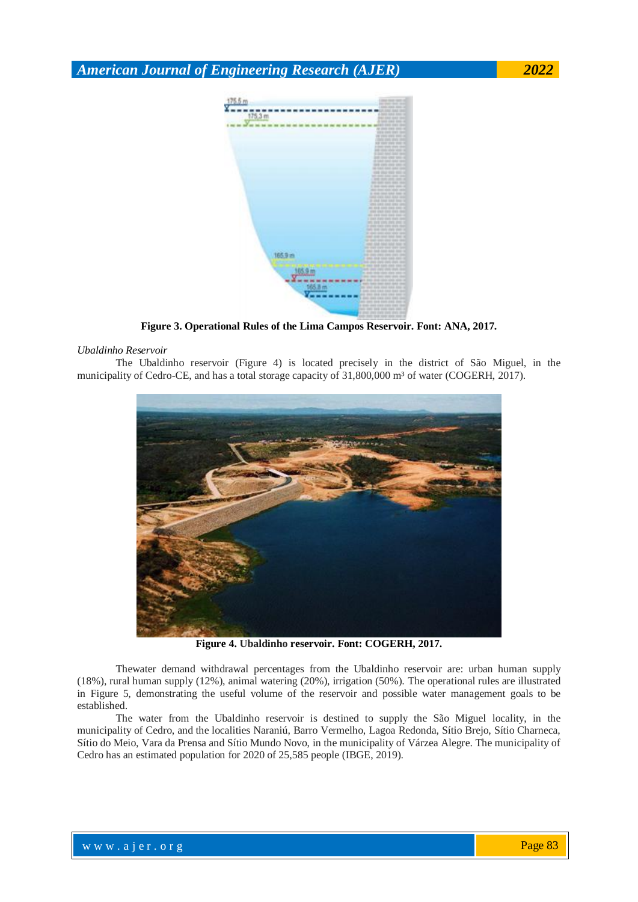**Figure 3. Operational Rules of the Lima Campos Reservoir. Font: ANA, 2017.**

*Ubaldinho Reservoir*

The Ubaldinho reservoir (Figure 4) is located precisely in the district of São Miguel, in the municipality of Cedro-CE, and has a total storage capacity of 31,800,000 m³ of water (COGERH, 2017).

**Figure 4. Ubaldinho reservoir. Font: COGERH, 2017.**

Thewater demand withdrawal percentages from the Ubaldinho reservoir are: urban human supply (18%), rural human supply (12%), animal watering (20%), irrigation (50%). The operational rules are illustrated in Figure 5, demonstrating the useful volume of the reservoir and possible water management goals to be established.

The water from the Ubaldinho reservoir is destined to supply the São Miguel locality, in the municipality of Cedro, and the localities Naraniú, Barro Vermelho, Lagoa Redonda, Sítio Brejo, Sítio Charneca, Sítio do Meio, Vara da Prensa and Sítio Mundo Novo, in the municipality of Várzea Alegre. The municipality of Cedro has an estimated population for 2020 of 25,585 people (IBGE, 2019).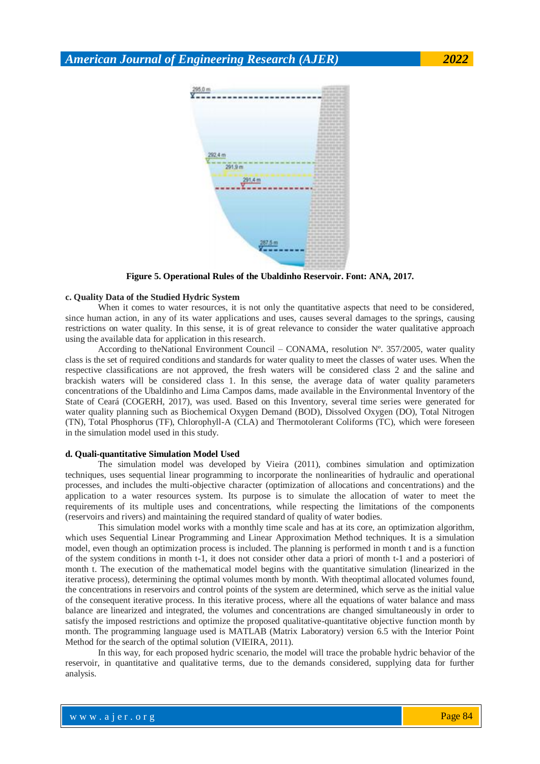Figure 5. Operational Rules of the Ubaldinho Reservoir. Font: ANA, 2017.

**c. Quality Data of the Studied Hydric System**

When it comes to water resources, it is not only the quantitative aspects that need to be considered, since human action, in any of its water applications and uses, causes several damages to the springs, causing restrictions on water quality. In this sense, it is of great relevance to consider the water qualitative approach using the available data for application in this research.

According to theNational Environment Council – CONAMA, resolution Nº. 357/2005, water quality class is the set of required conditions and standards for water quality to meet the classes of water uses. When the respective classifications are not approved, the fresh waters will be considered class 2 and the saline and brackish waters will be considered class 1. In this sense, the average data of water quality parameters concentrations of the Ubaldinho and Lima Campos dams, made available in the Environmental Inventory of the State of Ceará (COGERH, 2017), was used. Based on this Inventory, several time series were generated for water quality planning such as Biochemical Oxygen Demand (BOD), Dissolved Oxygen (DO), Total Nitrogen (TN), Total Phosphorus (TF), Chlorophyll-A (CLA) and Thermotolerant Coliforms (TC), which were foreseen in the simulation model used in this study.

**d. Quali-quantitative Simulation Model Used**

The simulation model was developed by Vieira (2011), combines simulation and optimization techniques, uses sequential linear programming to incorporate the nonlinearities of hydraulic and operational processes, and includes the multi-objective character (optimization of allocations and concentrations) and the application to a water resources system. Its purpose is to simulate the allocation of water to meet the requirements of its multiple uses and concentrations, while respecting the limitations of the components (reservoirs and rivers) and maintaining the required standard of quality of water bodies.

This simulation model works with a monthly time scale and has at its core, an optimization algorithm, which uses Sequential Linear Programming and Linear Approximation Method techniques. It is a simulation model, even though an optimization process is included. The planning is performed in month t and is a function of the system conditions in month t-1, it does not consider other data a priori of month t-1 and a posteriori of month t. The execution of the mathematical model begins with the quantitative simulation (linearized in the iterative process), determining the optimal volumes month by month. With theoptimal allocated volumes found, the concentrations in reservoirs and control points of the system are determined, which serve as the initial value of the consequent iterative process. In this iterative process, where all the equations of water balance and mass balance are linearized and integrated, the volumes and concentrations are changed simultaneously in order to satisfy the imposed restrictions and optimize the proposed qualitative-quantitative objective function month by month. The programming language used is MATLAB (Matrix Laboratory) version 6.5 with the Interior Point Method for the search of the optimal solution (VIEIRA, 2011).

In this way, for each proposed hydric scenario, the model will trace the probable hydric behavior of the reservoir, in quantitative and qualitative terms, due to the demands considered, supplying data for further analysis.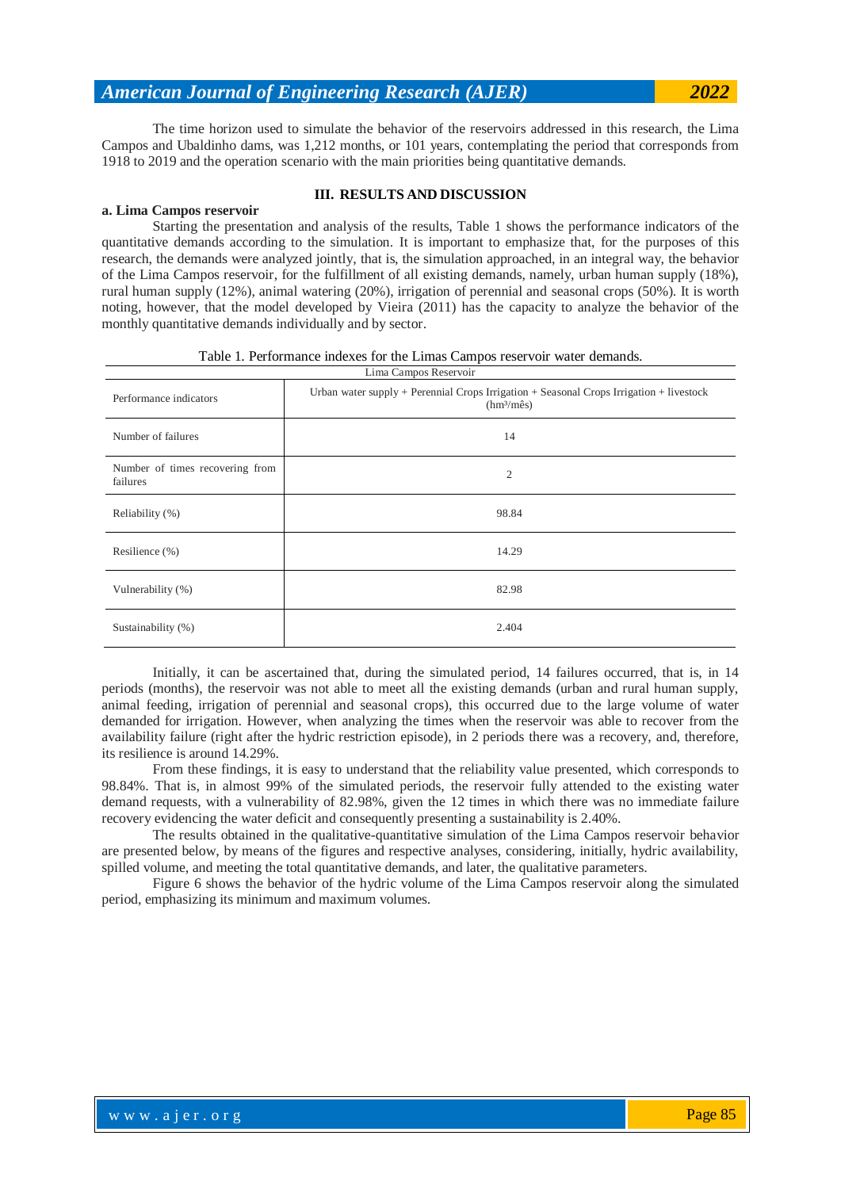The time horizon used to simulate the behavior of the reservoirs addressed in this research, the Lima Campos and Ubaldinho dams, was 1,212 months, or 101 years, contemplating the period that corresponds from 1918 to 2019 and the operation scenario with the main priorities being quantitative demands.

## III. RESULTS AND DISCUSSION

### a. Lima Campos reservoir

Starting the presentation and analysis of the results, Table 1 shows the performance indicators of the quantitative demands according to the simulation. It is important to emphasize that, for the purposes of this research, the demands were analyzed jointly, that is, the simulation approached, in an integral way, the behavior of the Lima Campos reservoir, for the fulfillment of all existing demands, namely, urban human supply (18%), rural human supply (12%), animal watering (20%), irrigation of perennial and seasonal crops (50%). It is worth noting, however, that the model developed by Vieira (2011) has the capacity to analyze the behavior of the monthly quantitative demands individually and by sector.

Table 1. Performance indexes for the Limas Campos reservoir water demands.

| Lima Campos Reservoir | |
|---|---|
| Performance indicators | Urban water supply + Perennial Crops Irrigation + Seasonal Crops Irrigation + livestock (hm³/mês) |
| Number of failures | 14 |
| Number of times recovering from failures | 2 |
| Reliability (%) | 98.84 |
| Resilience (%) | 14.29 |
| Vulnerability (%) | 82.98 |
| Sustainability (%) | 2.404 |

Initially, it can be ascertained that, during the simulated period, 14 failures occurred, that is, in 14 periods (months), the reservoir was not able to meet all the existing demands (urban and rural human supply, animal feeding, irrigation of perennial and seasonal crops), this occurred due to the large volume of water demanded for irrigation. However, when analyzing the times when the reservoir was able to recover from the availability failure (right after the hydric restriction episode), in 2 periods there was a recovery, and, therefore, its resilience is around 14.29%.

From these findings, it is easy to understand that the reliability value presented, which corresponds to 98.84%. That is, in almost 99% of the simulated periods, the reservoir fully attended to the existing water demand requests, with a vulnerability of 82.98%, given the 12 times in which there was no immediate failure recovery evidencing the water deficit and consequently presenting a sustainability is 2.40%.

The results obtained in the qualitative-quantitative simulation of the Lima Campos reservoir behavior are presented below, by means of the figures and respective analyses, considering, initially, hydric availability, spilled volume, and meeting the total quantitative demands, and later, the qualitative parameters.

Figure 6 shows the behavior of the hydric volume of the Lima Campos reservoir along the simulated period, emphasizing its minimum and maximum volumes.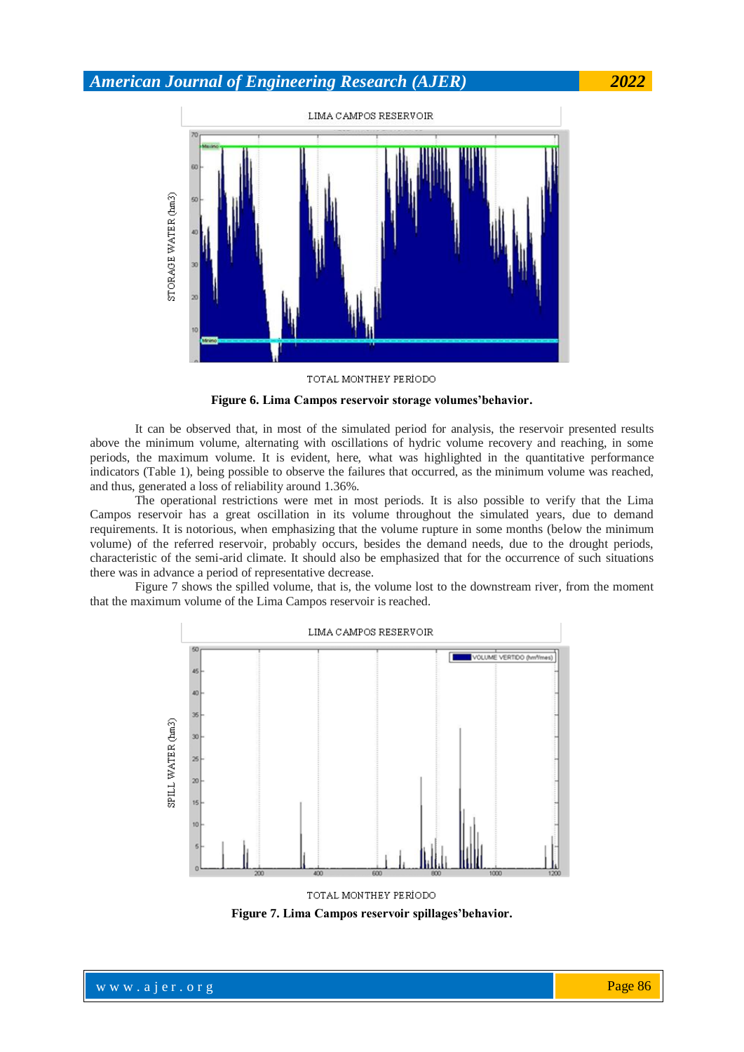**Figure 6. Lima Campos reservoir storage volumes'behavior.**

It can be observed that, in most of the simulated period for analysis, the reservoir presented results above the minimum volume, alternating with oscillations of hydric volume recovery and reaching, in some periods, the maximum volume. It is evident, here, what was highlighted in the quantitative performance indicators (Table 1), being possible to observe the failures that occurred, as the minimum volume was reached, and thus, generated a loss of reliability around 1.36%.

The operational restrictions were met in most periods. It is also possible to verify that the Lima Campos reservoir has a great oscillation in its volume throughout the simulated years, due to demand requirements. It is notorious, when emphasizing that the volume rupture in some months (below the minimum volume) of the referred reservoir, probably occurs, besides the demand needs, due to the drought periods, characteristic of the semi-arid climate. It should also be emphasized that for the occurrence of such situations there was in advance a period of representative decrease.

Figure 7 shows the spilled volume, that is, the volume lost to the downstream river, from the moment that the maximum volume of the Lima Campos reservoir is reached.

**Figure 7. Lima Campos reservoir spillages'behavior.**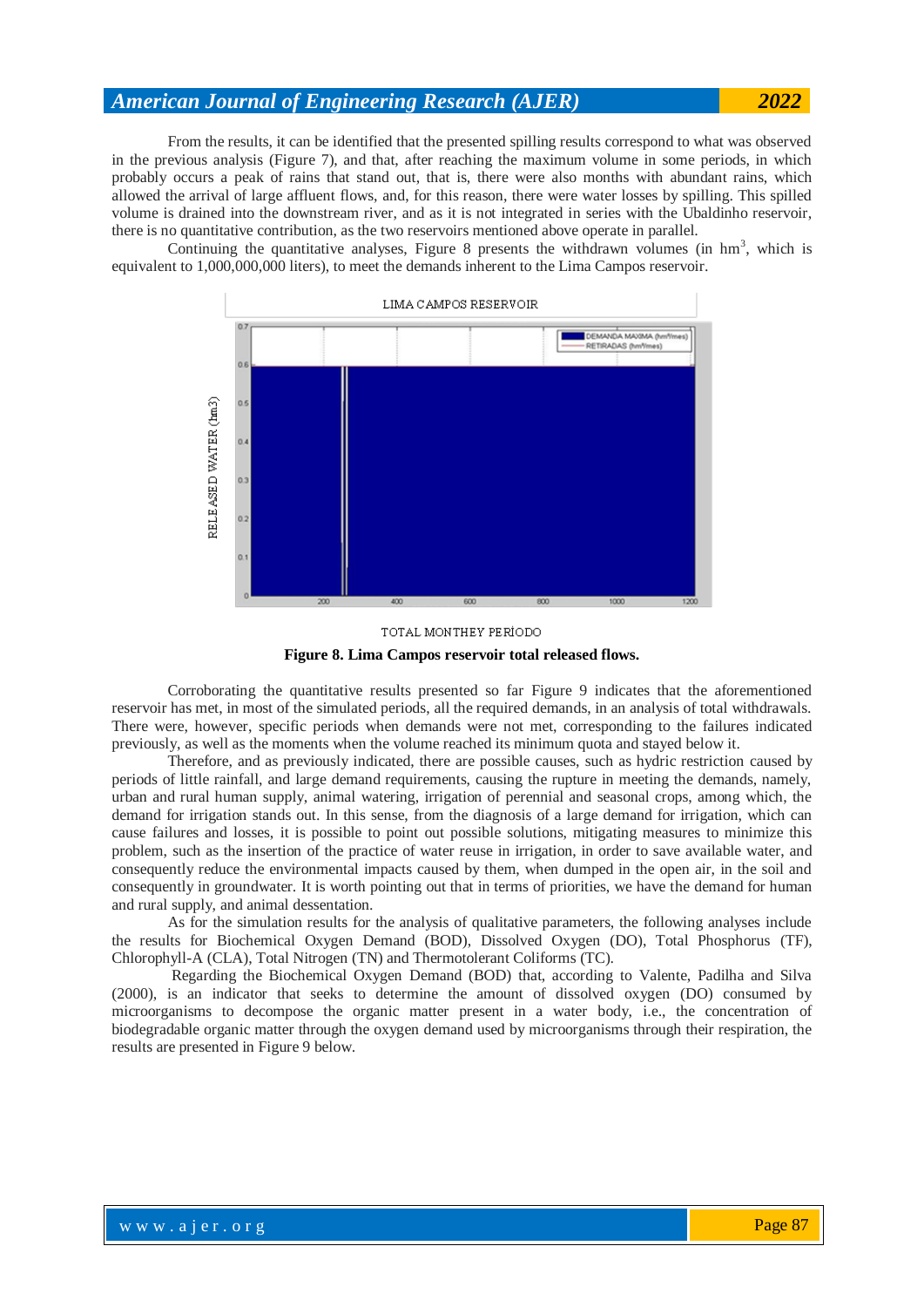From the results, it can be identified that the presented spilling results correspond to what was observed in the previous analysis (Figure 7), and that, after reaching the maximum volume in some periods, in which probably occurs a peak of rains that stand out, that is, there were also months with abundant rains, which allowed the arrival of large affluent flows, and, for this reason, there were water losses by spilling. This spilled volume is drained into the downstream river, and as it is not integrated in series with the Ubaldinho reservoir, there is no quantitative contribution, as the two reservoirs mentioned above operate in parallel.

Continuing the quantitative analyses, Figure 8 presents the withdrawn volumes (in $hm^3$, which is equivalent to 1,000,000,000 liters), to meet the demands inherent to the Lima Campos reservoir.

LIMA CAMPOS RESERVOIR

RELEASED WATER (hm3)

TOTAL MONTHEY PERÍODO

**Figure 8. Lima Campos reservoir total released flows.**

Corroborating the quantitative results presented so far Figure 9 indicates that the aforementioned reservoir has met, in most of the simulated periods, all the required demands, in an analysis of total withdrawals. There were, however, specific periods when demands were not met, corresponding to the failures indicated previously, as well as the moments when the volume reached its minimum quota and stayed below it.

Therefore, and as previously indicated, there are possible causes, such as hydric restriction caused by periods of little rainfall, and large demand requirements, causing the rupture in meeting the demands, namely, urban and rural human supply, animal watering, irrigation of perennial and seasonal crops, among which, the demand for irrigation stands out. In this sense, from the diagnosis of a large demand for irrigation, which can cause failures and losses, it is possible to point out possible solutions, mitigating measures to minimize this problem, such as the insertion of the practice of water reuse in irrigation, in order to save available water, and consequently reduce the environmental impacts caused by them, when dumped in the open air, in the soil and consequently in groundwater. It is worth pointing out that in terms of priorities, we have the demand for human and rural supply, and animal dessentation.

As for the simulation results for the analysis of qualitative parameters, the following analyses include the results for Biochemical Oxygen Demand (BOD), Dissolved Oxygen (DO), Total Phosphorus (TF), Chlorophyll-A (CLA), Total Nitrogen (TN) and Thermotolerant Coliforms (TC).

Regarding the Biochemical Oxygen Demand (BOD) that, according to Valente, Padilha and Silva (2000), is an indicator that seeks to determine the amount of dissolved oxygen (DO) consumed by microorganisms to decompose the organic matter present in a water body, i.e., the concentration of biodegradable organic matter through the oxygen demand used by microorganisms through their respiration, the results are presented in Figure 9 below.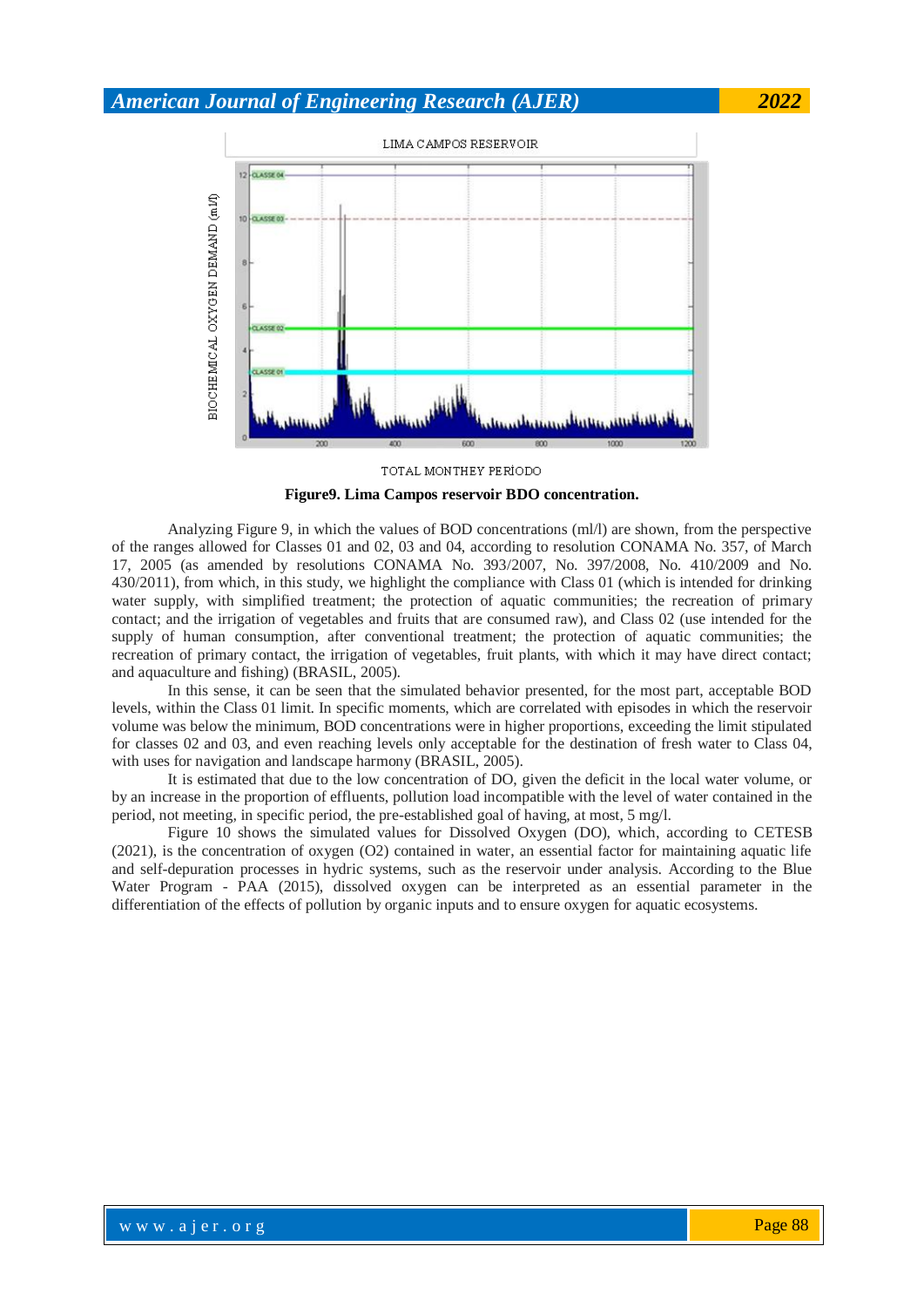**Figure9. Lima Campos reservoir BDO concentration.**

Analyzing Figure 9, in which the values of BOD concentrations (ml/l) are shown, from the perspective of the ranges allowed for Classes 01 and 02, 03 and 04, according to resolution CONAMA No. 357, of March 17, 2005 (as amended by resolutions CONAMA No. 393/2007, No. 397/2008, No. 410/2009 and No. 430/2011), from which, in this study, we highlight the compliance with Class 01 (which is intended for drinking water supply, with simplified treatment; the protection of aquatic communities; the recreation of primary contact; and the irrigation of vegetables and fruits that are consumed raw), and Class 02 (use intended for the supply of human consumption, after conventional treatment; the protection of aquatic communities; the recreation of primary contact, the irrigation of vegetables, fruit plants, with which it may have direct contact; and aquaculture and fishing) (BRASIL, 2005).

In this sense, it can be seen that the simulated behavior presented, for the most part, acceptable BOD levels, within the Class 01 limit. In specific moments, which are correlated with episodes in which the reservoir volume was below the minimum, BOD concentrations were in higher proportions, exceeding the limit stipulated for classes 02 and 03, and even reaching levels only acceptable for the destination of fresh water to Class 04, with uses for navigation and landscape harmony (BRASIL, 2005).

It is estimated that due to the low concentration of DO, given the deficit in the local water volume, or by an increase in the proportion of effluents, pollution load incompatible with the level of water contained in the period, not meeting, in specific period, the pre-established goal of having, at most, 5 mg/l.

Figure 10 shows the simulated values for Dissolved Oxygen (DO), which, according to CETESB (2021), is the concentration of oxygen ($O_2$) contained in water, an essential factor for maintaining aquatic life and self-depuration processes in hydric systems, such as the reservoir under analysis. According to the Blue Water Program - PAA (2015), dissolved oxygen can be interpreted as an essential parameter in the differentiation of the effects of pollution by organic inputs and to ensure oxygen for aquatic ecosystems.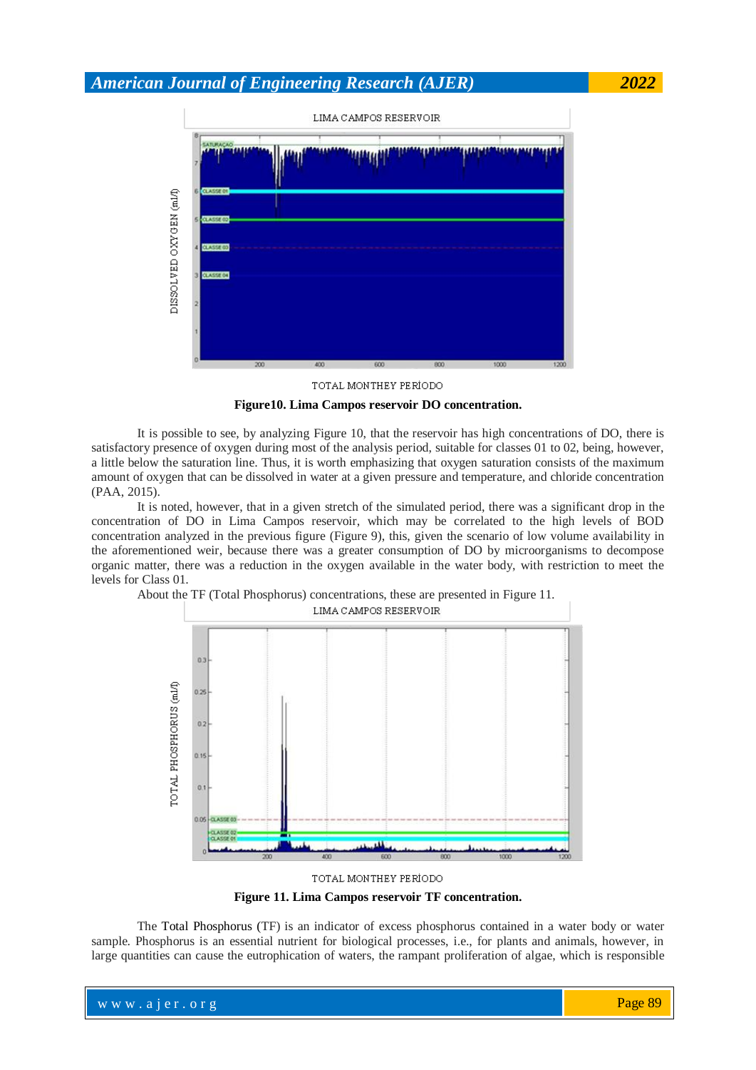**Figure10. Lima Campos reservoir DO concentration.**

It is possible to see, by analyzing Figure 10, that the reservoir has high concentrations of DO, there is satisfactory presence of oxygen during most of the analysis period, suitable for classes 01 to 02, being, however, a little below the saturation line. Thus, it is worth emphasizing that oxygen saturation consists of the maximum amount of oxygen that can be dissolved in water at a given pressure and temperature, and chloride concentration (PAA, 2015).

It is noted, however, that in a given stretch of the simulated period, there was a significant drop in the concentration of DO in Lima Campos reservoir, which may be correlated to the high levels of BOD concentration analyzed in the previous figure (Figure 9), this, given the scenario of low volume availability in the aforementioned weir, because there was a greater consumption of DO by microorganisms to decompose organic matter, there was a reduction in the oxygen available in the water body, with restriction to meet the levels for Class 01.

About the TF (Total Phosphorus) concentrations, these are presented in Figure 11.

**Figure 11. Lima Campos reservoir TF concentration.**

The Total Phosphorus (TF) is an indicator of excess phosphorus contained in a water body or water sample. Phosphorus is an essential nutrient for biological processes, i.e., for plants and animals, however, in large quantities can cause the eutrophication of waters, the rampant proliferation of algae, which is responsible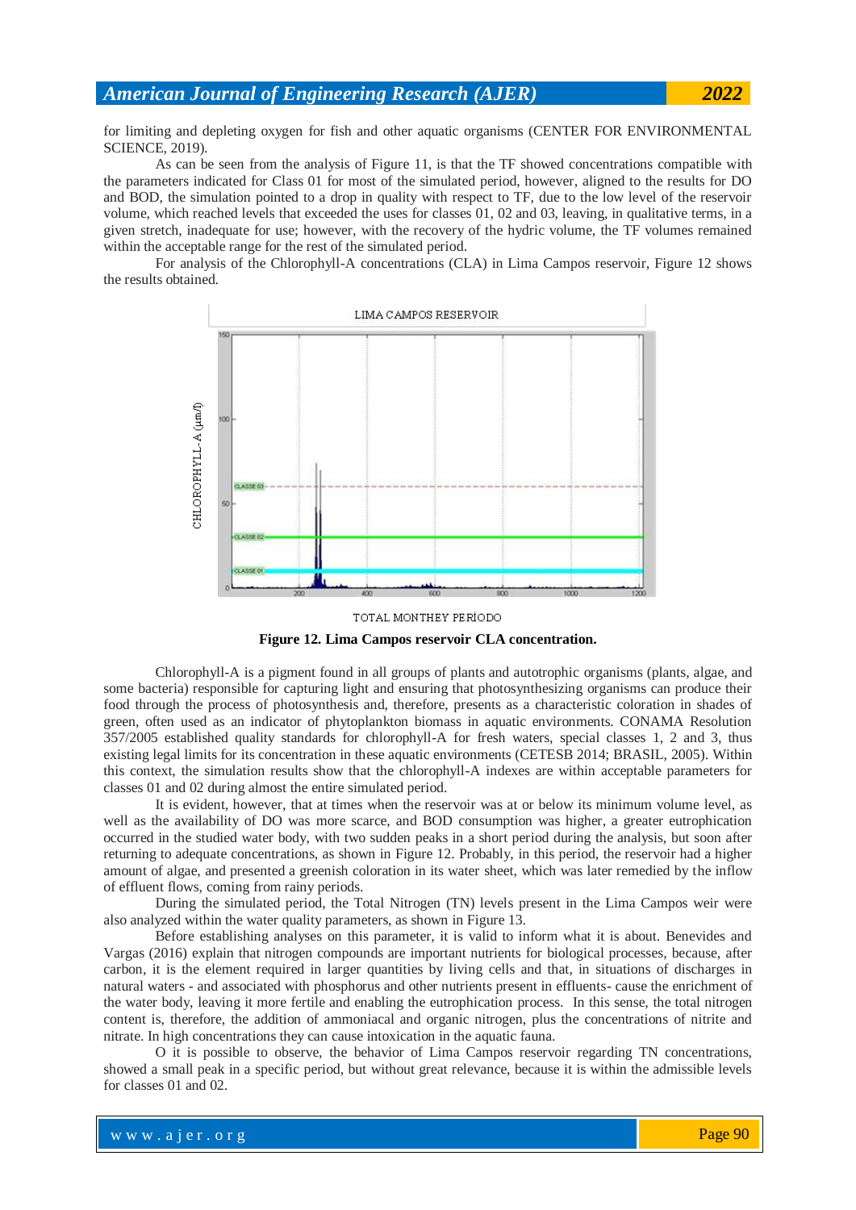for limiting and depleting oxygen for fish and other aquatic organisms (CENTER FOR ENVIRONMENTAL SCIENCE, 2019).

As can be seen from the analysis of Figure 11, is that the TF showed concentrations compatible with the parameters indicated for Class 01 for most of the simulated period, however, aligned to the results for DO and BOD, the simulation pointed to a drop in quality with respect to TF, due to the low level of the reservoir volume, which reached levels that exceeded the uses for classes 01, 02 and 03, leaving, in qualitative terms, in a given stretch, inadequate for use; however, with the recovery of the hydric volume, the TF volumes remained within the acceptable range for the rest of the simulated period.

For analysis of the Chlorophyll-A concentrations (CLA) in Lima Campos reservoir, Figure 12 shows the results obtained.

**Figure 12. Lima Campos reservoir CLA concentration.**

Chlorophyll-A is a pigment found in all groups of plants and autotrophic organisms (plants, algae, and some bacteria) responsible for capturing light and ensuring that photosynthesizing organisms can produce their food through the process of photosynthesis and, therefore, presents as a characteristic coloration in shades of green, often used as an indicator of phytoplankton biomass in aquatic environments. CONAMA Resolution 357/2005 established quality standards for chlorophyll-A for fresh waters, special classes 1, 2 and 3, thus existing legal limits for its concentration in these aquatic environments (CETESB 2014; BRASIL, 2005). Within this context, the simulation results show that the chlorophyll-A indexes are within acceptable parameters for classes 01 and 02 during almost the entire simulated period.

It is evident, however, that at times when the reservoir was at or below its minimum volume level, as well as the availability of DO was more scarce, and BOD consumption was higher, a greater eutrophication occurred in the studied water body, with two sudden peaks in a short period during the analysis, but soon after returning to adequate concentrations, as shown in Figure 12. Probably, in this period, the reservoir had a higher amount of algae, and presented a greenish coloration in its water sheet, which was later remedied by the inflow of effluent flows, coming from rainy periods.

During the simulated period, the Total Nitrogen (TN) levels present in the Lima Campos weir were also analyzed within the water quality parameters, as shown in Figure 13.

Before establishing analyses on this parameter, it is valid to inform what it is about. Benevides and Vargas (2016) explain that nitrogen compounds are important nutrients for biological processes, because, after carbon, it is the element required in larger quantities by living cells and that, in situations of discharges in natural waters - and associated with phosphorus and other nutrients present in effluents- cause the enrichment of the water body, leaving it more fertile and enabling the eutrophication process. In this sense, the total nitrogen content is, therefore, the addition of ammoniacal and organic nitrogen, plus the concentrations of nitrite and nitrate. In high concentrations they can cause intoxication in the aquatic fauna.

O it is possible to observe, the behavior of Lima Campos reservoir regarding TN concentrations, showed a small peak in a specific period, but without great relevance, because it is within the admissible levels for classes 01 and 02.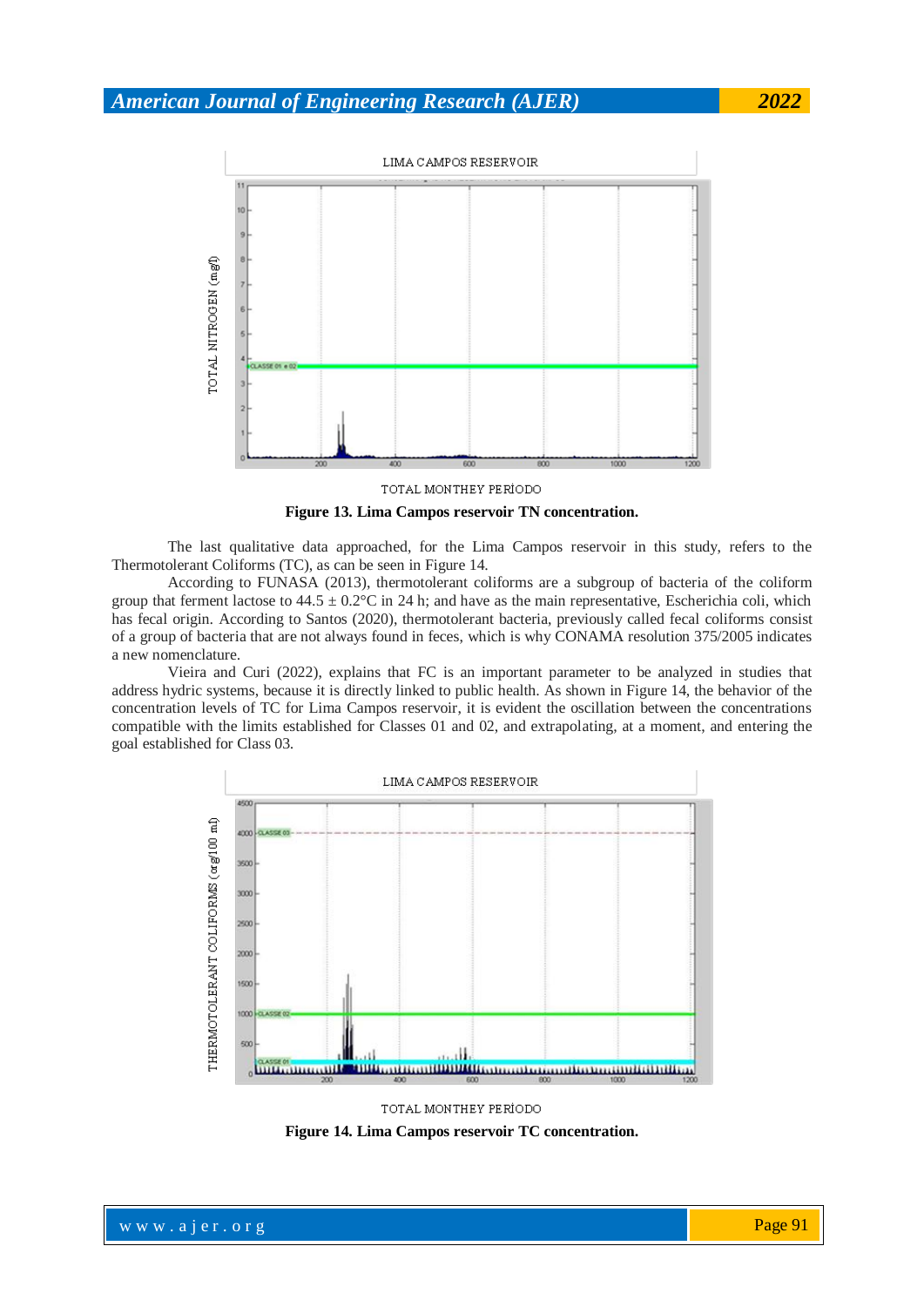**Figure 13. Lima Campos reservoir TN concentration.**

The last qualitative data approached, for the Lima Campos reservoir in this study, refers to the Thermotolerant Coliforms (TC), as can be seen in Figure 14.

According to FUNASA (2013), thermotolerant coliforms are a subgroup of bacteria of the coliform group that ferment lactose to 44.5 ± 0.2°C in 24 h; and have as the main representative, Escherichia coli, which has fecal origin. According to Santos (2020), thermotolerant bacteria, previously called fecal coliforms consist of a group of bacteria that are not always found in feces, which is why CONAMA resolution 375/2005 indicates a new nomenclature.

Vieira and Curi (2022), explains that FC is an important parameter to be analyzed in studies that address hydric systems, because it is directly linked to public health. As shown in Figure 14, the behavior of the concentration levels of TC for Lima Campos reservoir, it is evident the oscillation between the concentrations compatible with the limits established for Classes 01 and 02, and extrapolating, at a moment, and entering the goal established for Class 03.

**Figure 14. Lima Campos reservoir TC concentration.**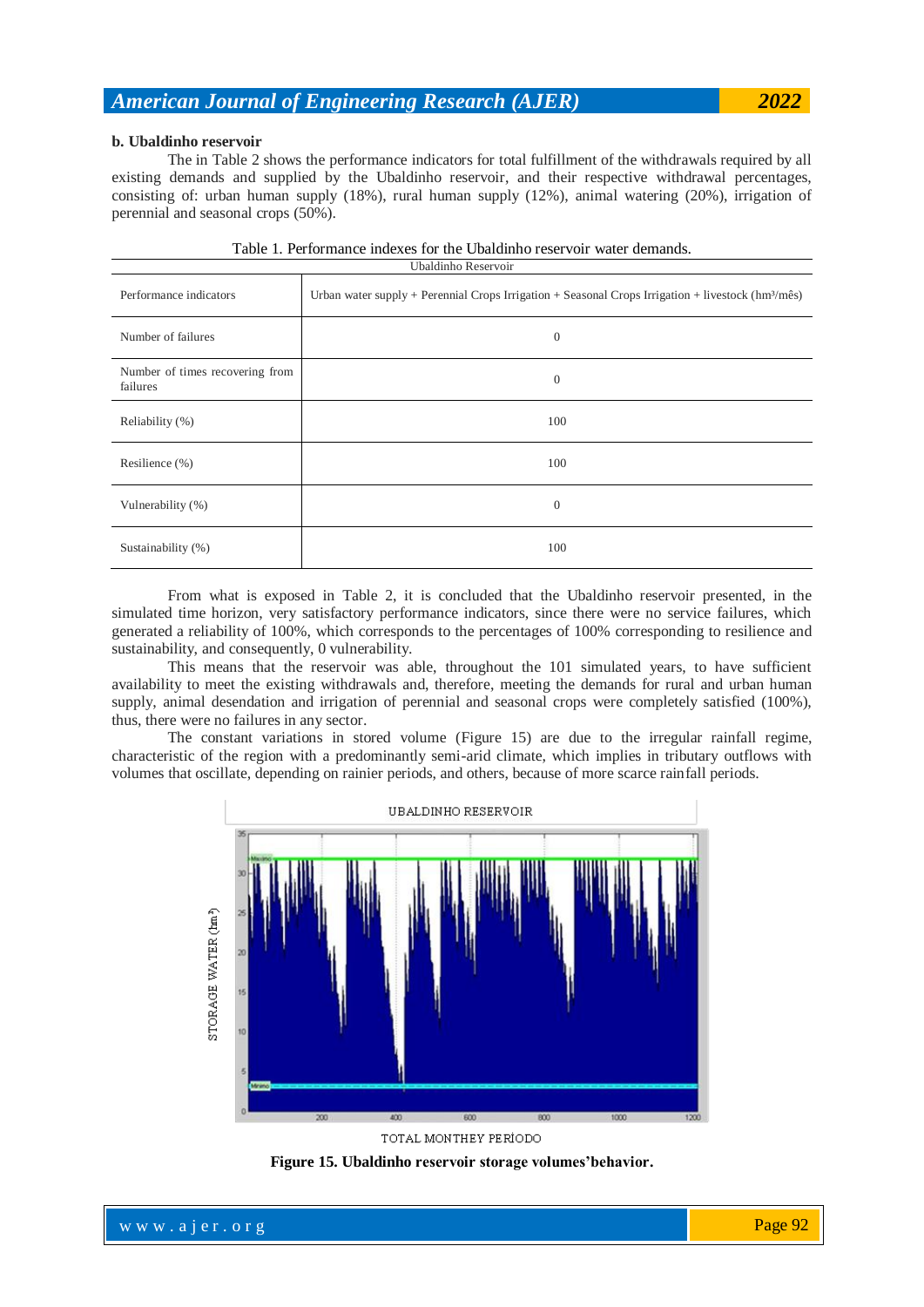**b. Ubaldinho reservoir**

The in Table 2 shows the performance indicators for total fulfillment of the withdrawals required by all existing demands and supplied by the Ubaldinho reservoir, and their respective withdrawal percentages, consisting of: urban human supply (18%), rural human supply (12%), animal watering (20%), irrigation of perennial and seasonal crops (50%).

Table 1. Performance indexes for the Ubaldinho reservoir water demands.

| Ubaldinho Reservoir | |
|---|---|
| Performance indicators | Urban water supply + Perennial Crops Irrigation + Seasonal Crops Irrigation + livestock (hm³/mês) |
| Number of failures | 0 |
| Number of times recovering from failures | 0 |
| Reliability (%) | 100 |
| Resilience (%) | 100 |
| Vulnerability (%) | 0 |
| Sustainability (%) | 100 |

From what is exposed in Table 2, it is concluded that the Ubaldinho reservoir presented, in the simulated time horizon, very satisfactory performance indicators, since there were no service failures, which generated a reliability of 100%, which corresponds to the percentages of 100% corresponding to resilience and sustainability, and consequently, 0 vulnerability.

This means that the reservoir was able, throughout the 101 simulated years, to have sufficient availability to meet the existing withdrawals and, therefore, meeting the demands for rural and urban human supply, animal desendation and irrigation of perennial and seasonal crops were completely satisfied (100%), thus, there were no failures in any sector.

The constant variations in stored volume (Figure 15) are due to the irregular rainfall regime, characteristic of the region with a predominantly semi-arid climate, which implies in tributary outflows with volumes that oscillate, depending on rainier periods, and others, because of more scarce rainfall periods.

**Figure 15. Ubaldinho reservoir storage volumes'behavior.**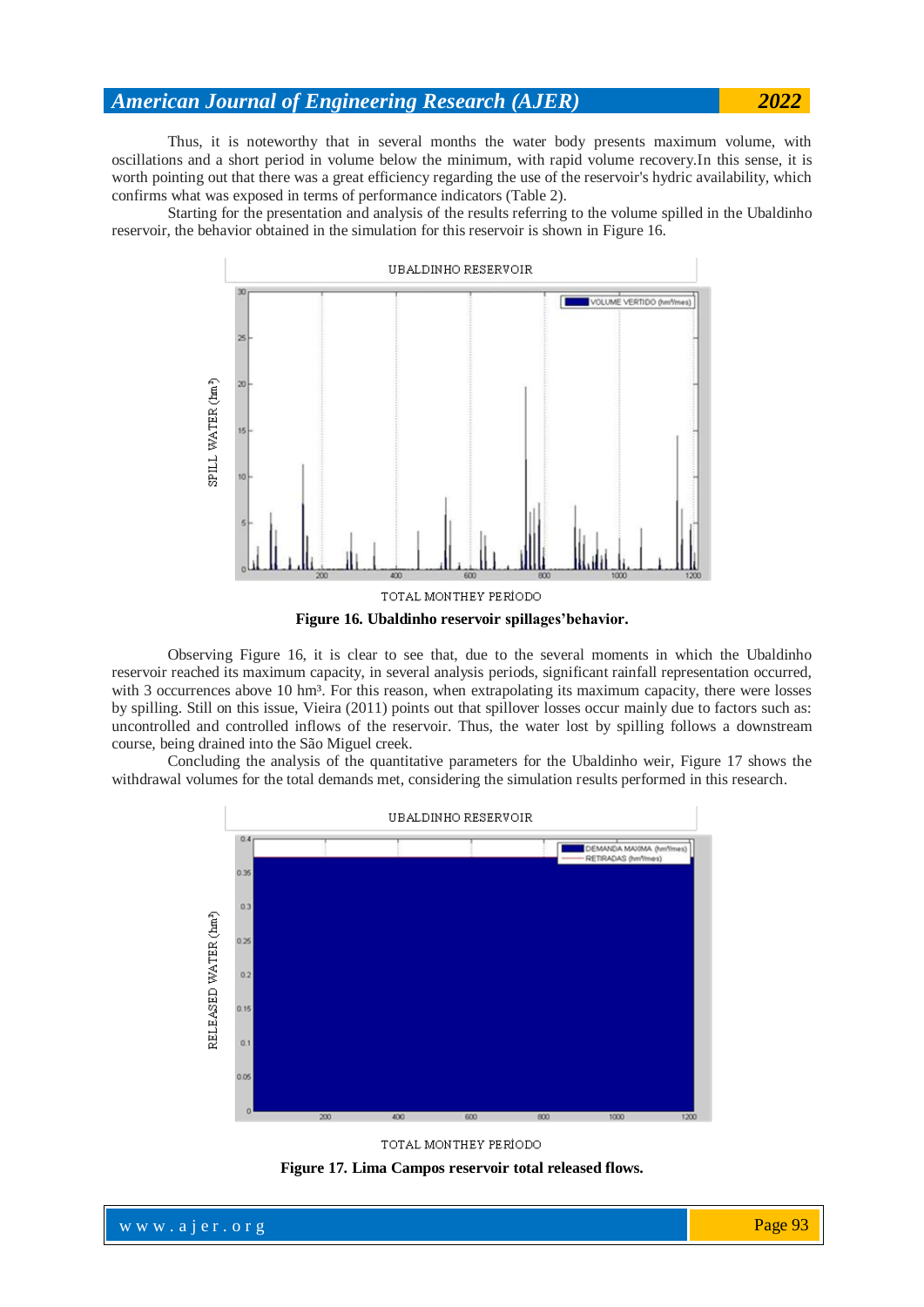Thus, it is noteworthy that in several months the water body presents maximum volume, with oscillations and a short period in volume below the minimum, with rapid volume recovery.In this sense, it is worth pointing out that there was a great efficiency regarding the use of the reservoir's hydric availability, which confirms what was exposed in terms of performance indicators (Table 2).

Starting for the presentation and analysis of the results referring to the volume spilled in the Ubaldinho reservoir, the behavior obtained in the simulation for this reservoir is shown in Figure 16.

**Figure 16. Ubaldinho reservoir spillages'behavior.**

Observing Figure 16, it is clear to see that, due to the several moments in which the Ubaldinho reservoir reached its maximum capacity, in several analysis periods, significant rainfall representation occurred, with 3 occurrences above 10 hm³. For this reason, when extrapolating its maximum capacity, there were losses by spilling. Still on this issue, Vieira (2011) points out that spillover losses occur mainly due to factors such as: uncontrolled and controlled inflows of the reservoir. Thus, the water lost by spilling follows a downstream course, being drained into the São Miguel creek.

Concluding the analysis of the quantitative parameters for the Ubaldinho weir, Figure 17 shows the withdrawal volumes for the total demands met, considering the simulation results performed in this research.

**Figure 17. Lima Campos reservoir total released flows.**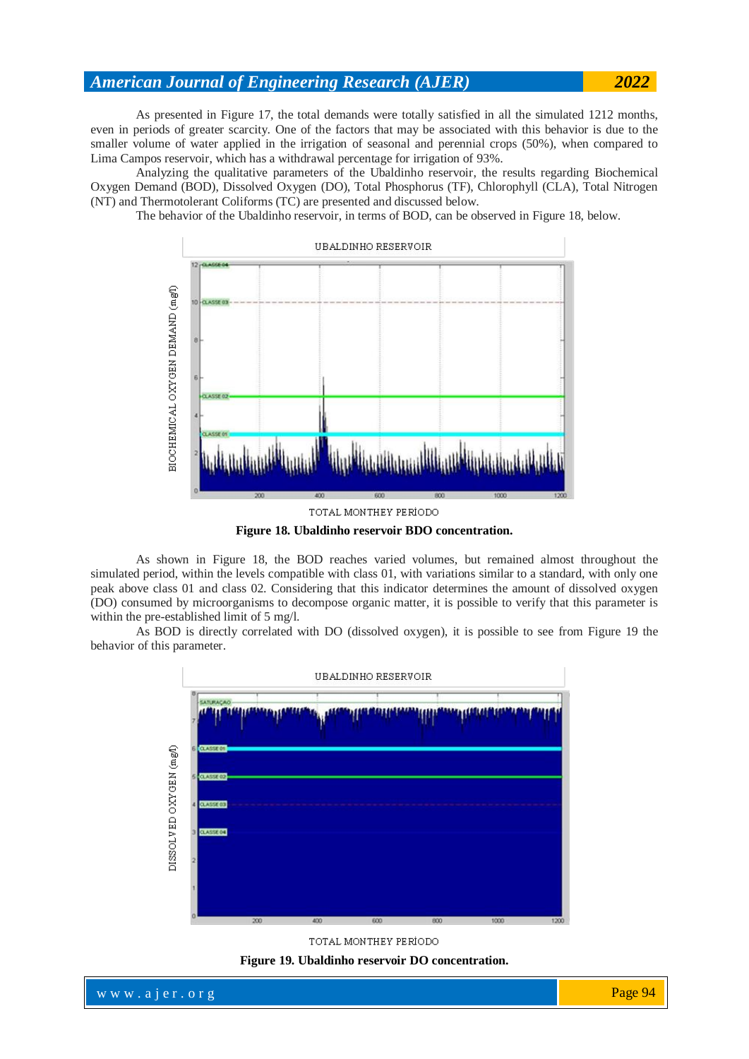As presented in Figure 17, the total demands were totally satisfied in all the simulated 1212 months, even in periods of greater scarcity. One of the factors that may be associated with this behavior is due to the smaller volume of water applied in the irrigation of seasonal and perennial crops (50%), when compared to Lima Campos reservoir, which has a withdrawal percentage for irrigation of 93%.

Analyzing the qualitative parameters of the Ubaldinho reservoir, the results regarding Biochemical Oxygen Demand (BOD), Dissolved Oxygen (DO), Total Phosphorus (TF), Chlorophyll (CLA), Total Nitrogen (NT) and Thermotolerant Coliforms (TC) are presented and discussed below.

The behavior of the Ubaldinho reservoir, in terms of BOD, can be observed in Figure 18, below.

**Figure 18. Ubaldinho reservoir BDO concentration.**

As shown in Figure 18, the BOD reaches varied volumes, but remained almost throughout the simulated period, within the levels compatible with class 01, with variations similar to a standard, with only one peak above class 01 and class 02. Considering that this indicator determines the amount of dissolved oxygen (DO) consumed by microorganisms to decompose organic matter, it is possible to verify that this parameter is within the pre-established limit of 5 mg/l.

As BOD is directly correlated with DO (dissolved oxygen), it is possible to see from Figure 19 the behavior of this parameter.

**Figure 19. Ubaldinho reservoir DO concentration.**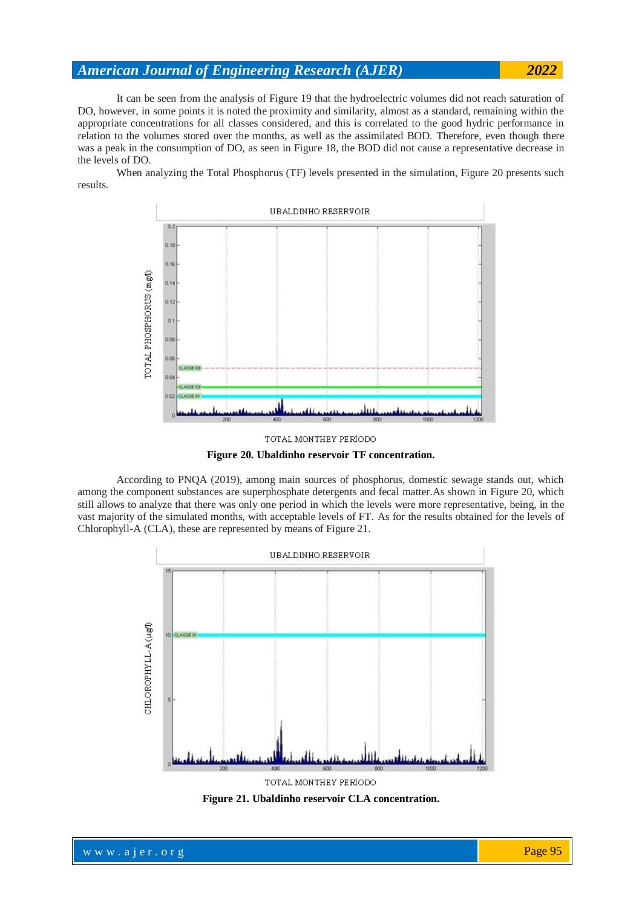It can be seen from the analysis of Figure 19 that the hydroelectric volumes did not reach saturation of DO, however, in some points it is noted the proximity and similarity, almost as a standard, remaining within the appropriate concentrations for all classes considered, and this is correlated to the good hydric performance in relation to the volumes stored over the months, as well as the assimilated BOD. Therefore, even though there was a peak in the consumption of DO, as seen in Figure 18, the BOD did not cause a representative decrease in the levels of DO.

When analyzing the Total Phosphorus (TF) levels presented in the simulation, Figure 20 presents such results.

**Figure 20. Ubaldinho reservoir TF concentration.**

According to PNQA (2019), among main sources of phosphorus, domestic sewage stands out, which among the component substances are superphosphate detergents and fecal matter.As shown in Figure 20, which still allows to analyze that there was only one period in which the levels were more representative, being, in the vast majority of the simulated months, with acceptable levels of FT. As for the results obtained for the levels of Chlorophyll-A (CLA), these are represented by means of Figure 21.

**Figure 21. Ubaldinho reservoir CLA concentration.**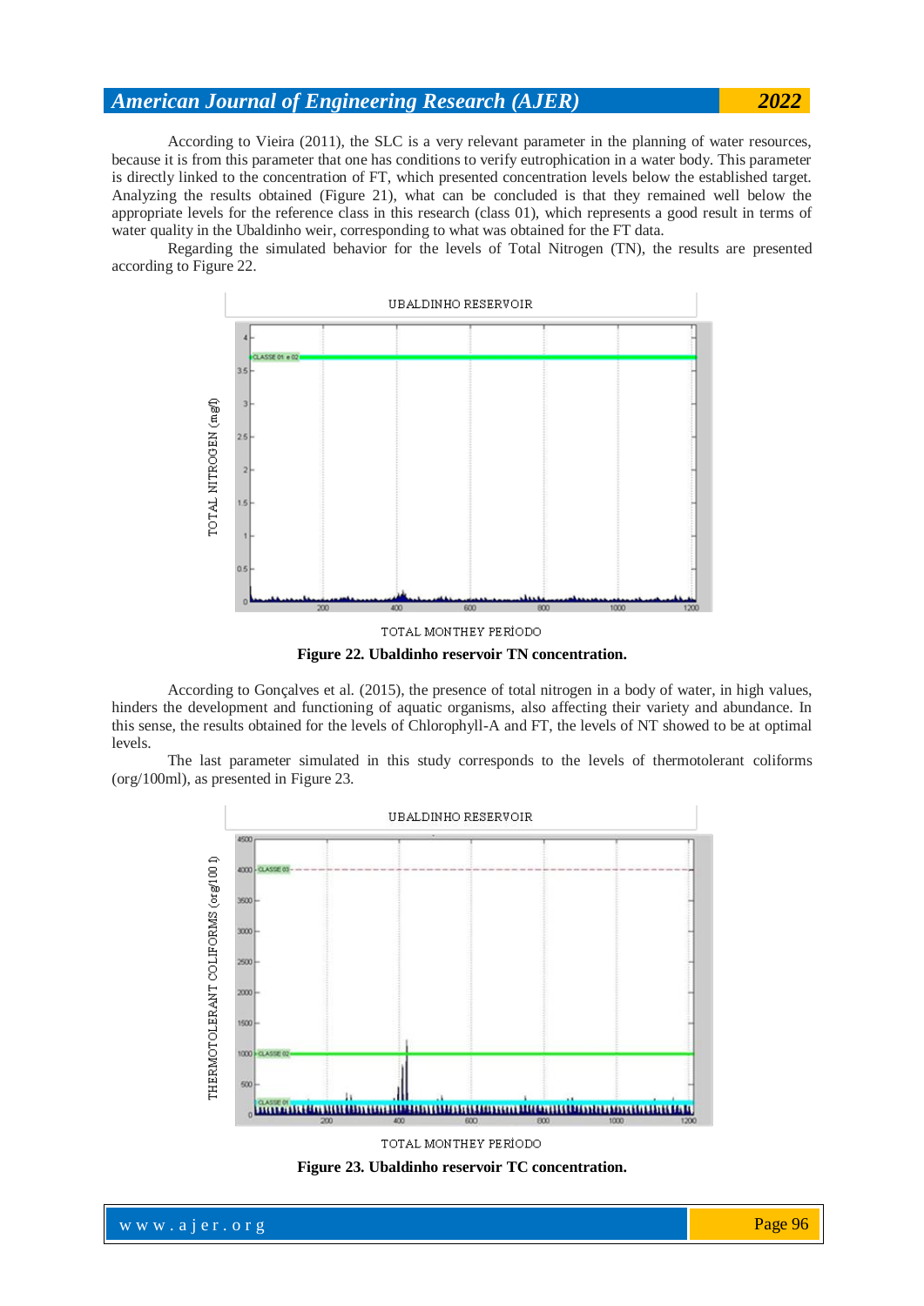According to Vieira (2011), the SLC is a very relevant parameter in the planning of water resources, because it is from this parameter that one has conditions to verify eutrophication in a water body. This parameter is directly linked to the concentration of FT, which presented concentration levels below the established target. Analyzing the results obtained (Figure 21), what can be concluded is that they remained well below the appropriate levels for the reference class in this research (class 01), which represents a good result in terms of water quality in the Ubaldinho weir, corresponding to what was obtained for the FT data.

Regarding the simulated behavior for the levels of Total Nitrogen (TN), the results are presented according to Figure 22.

**Figure 22. Ubaldinho reservoir TN concentration.**

According to Gonçalves et al. (2015), the presence of total nitrogen in a body of water, in high values, hinders the development and functioning of aquatic organisms, also affecting their variety and abundance. In this sense, the results obtained for the levels of Chlorophyll-A and FT, the levels of NT showed to be at optimal levels.

The last parameter simulated in this study corresponds to the levels of thermotolerant coliforms (org/100ml), as presented in Figure 23.

**Figure 23. Ubaldinho reservoir TC concentration.**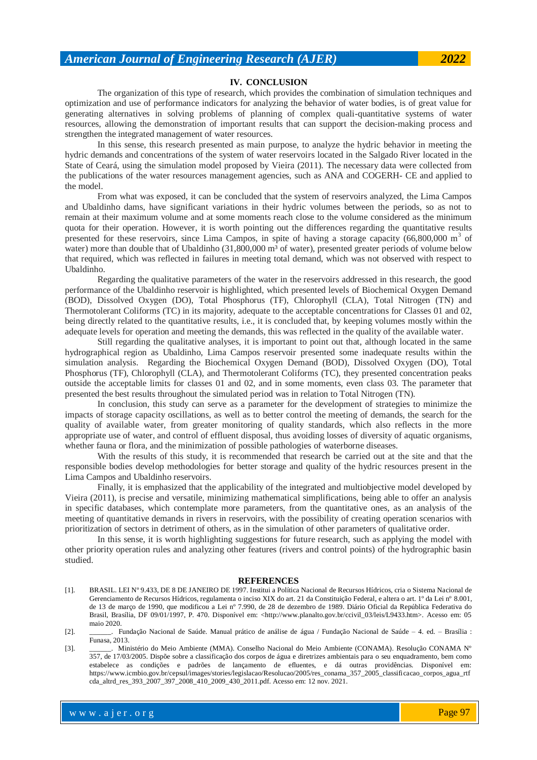## IV. CONCLUSION

The organization of this type of research, which provides the combination of simulation techniques and optimization and use of performance indicators for analyzing the behavior of water bodies, is of great value for generating alternatives in solving problems of planning of complex quali-quantitative systems of water resources, allowing the demonstration of important results that can support the decision-making process and strengthen the integrated management of water resources.

In this sense, this research presented as main purpose, to analyze the hydric behavior in meeting the hydric demands and concentrations of the system of water reservoirs located in the Salgado River located in the State of Ceará, using the simulation model proposed by Vieira (2011). The necessary data were collected from the publications of the water resources management agencies, such as ANA and COGERH- CE and applied to the model.

From what was exposed, it can be concluded that the system of reservoirs analyzed, the Lima Campos and Ubaldinho dams, have significant variations in their hydric volumes between the periods, so as not to remain at their maximum volume and at some moments reach close to the volume considered as the minimum quota for their operation. However, it is worth pointing out the differences regarding the quantitative results presented for these reservoirs, since Lima Campos, in spite of having a storage capacity (66,800,000 $m^3$ of water) more than double that of Ubaldinho (31,800,000 $m^3$ of water), presented greater periods of volume below that required, which was reflected in failures in meeting total demand, which was not observed with respect to Ubaldinho.

Regarding the qualitative parameters of the water in the reservoirs addressed in this research, the good performance of the Ubaldinho reservoir is highlighted, which presented levels of Biochemical Oxygen Demand (BOD), Dissolved Oxygen (DO), Total Phosphorus (TF), Chlorophyll (CLA), Total Nitrogen (TN) and Thermotolerant Coliforms (TC) in its majority, adequate to the acceptable concentrations for Classes 01 and 02, being directly related to the quantitative results, i.e., it is concluded that, by keeping volumes mostly within the adequate levels for operation and meeting the demands, this was reflected in the quality of the available water.

Still regarding the qualitative analyses, it is important to point out that, although located in the same hydrographical region as Ubaldinho, Lima Campos reservoir presented some inadequate results within the simulation analysis. Regarding the Biochemical Oxygen Demand (BOD), Dissolved Oxygen (DO), Total Phosphorus (TF), Chlorophyll (CLA), and Thermotolerant Coliforms (TC), they presented concentration peaks outside the acceptable limits for classes 01 and 02, and in some moments, even class 03. The parameter that presented the best results throughout the simulated period was in relation to Total Nitrogen (TN).

In conclusion, this study can serve as a parameter for the development of strategies to minimize the impacts of storage capacity oscillations, as well as to better control the meeting of demands, the search for the quality of available water, from greater monitoring of quality standards, which also reflects in the more appropriate use of water, and control of effluent disposal, thus avoiding losses of diversity of aquatic organisms, whether fauna or flora, and the minimization of possible pathologies of waterborne diseases.

With the results of this study, it is recommended that research be carried out at the site and that the responsible bodies develop methodologies for better storage and quality of the hydric resources present in the Lima Campos and Ubaldinho reservoirs.

Finally, it is emphasized that the applicability of the integrated and multiobjective model developed by Vieira (2011), is precise and versatile, minimizing mathematical simplifications, being able to offer an analysis in specific databases, which contemplate more parameters, from the quantitative ones, as an analysis of the meeting of quantitative demands in rivers in reservoirs, with the possibility of creating operation scenarios with prioritization of sectors in detriment of others, as in the simulation of other parameters of qualitative order.

In this sense, it is worth highlighting suggestions for future research, such as applying the model with other priority operation rules and analyzing other features (rivers and control points) of the hydrographic basin studied.

## REFERENCES

[1]. BRASIL. LEI Nº 9.433, DE 8 DE JANEIRO DE 1997. Institui a Política Nacional de Recursos Hídricos, cria o Sistema Nacional de Gerenciamento de Recursos Hídricos, regulamenta o inciso XIX do art. 21 da Constituição Federal, e altera o art. 1º da Lei nº 8.001, de 13 de março de 1990, que modificou a Lei nº 7.990, de 28 de dezembro de 1989. Diário Oficial da República Federativa do Brasil, Brasília, DF 09/01/1997, P. 470. Disponível em: <http://www.planalto.gov.br/ccivil_03/leis/L9433.htm>. Acesso em: 05 maio 2020.

[2]. ______. Fundação Nacional de Saúde. Manual prático de análise de água / Fundação Nacional de Saúde – 4. ed. – Brasília : Funasa, 2013.

[3]. ______. Ministério do Meio Ambiente (MMA). Conselho Nacional do Meio Ambiente (CONAMA). Resolução CONAMA Nº 357, de 17/03/2005. Dispõe sobre a classificação dos corpos de água e diretrizes ambientais para o seu enquadramento, bem como estabelece as condições e padrões de lançamento de efluentes, e dá outras providências. Disponível em: https://www.icmbio.gov.br/cepsul/images/stories/legislacao/Resolucao/2005/res_conama_357_2005_classificacao_corpos_agua_rtfcda_altrd_res_393_2007_397_2008_410_2009_430_2011.pdf. Acesso em: 12 nov. 2021.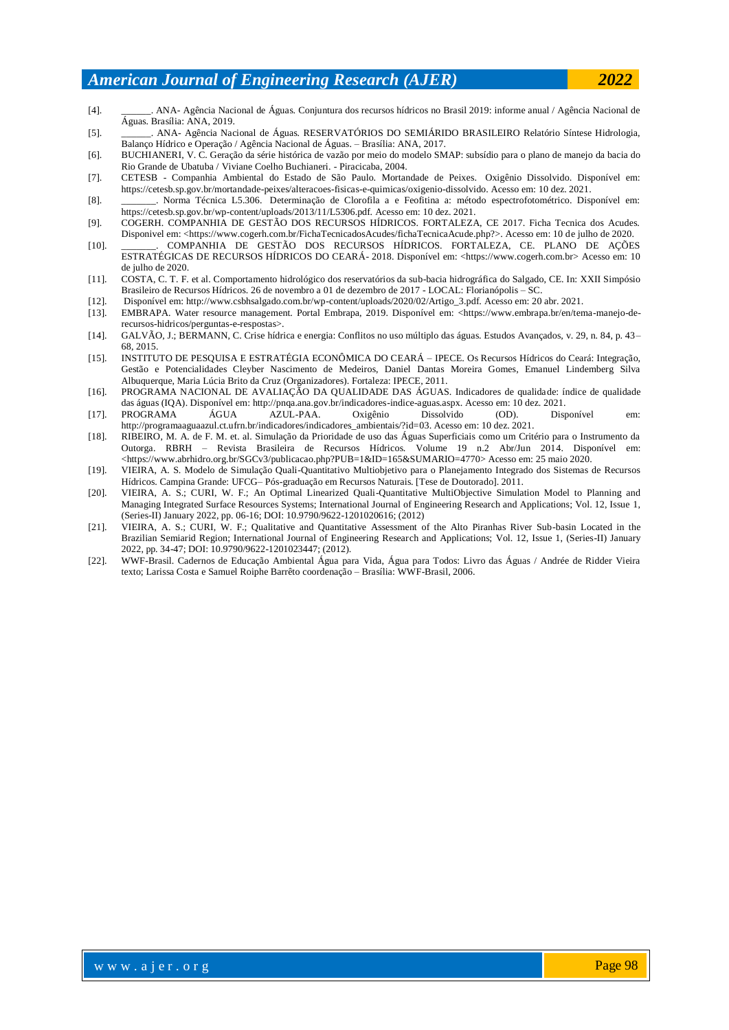[4]. ______. ANA- Agência Nacional de Águas. Conjuntura dos recursos hídricos no Brasil 2019: informe anual / Agência Nacional de Águas. Brasília: ANA, 2019.

[5]. ______. ANA- Agência Nacional de Águas. RESERVATÓRIOS DO SEMIÁRIDO BRASILEIRO Relatório Síntese Hidrologia, Balanço Hídrico e Operação / Agência Nacional de Águas. – Brasília: ANA, 2017.

[6]. BUCHIANERI, V. C. Geração da série histórica de vazão por meio do modelo SMAP: subsídio para o plano de manejo da bacia do Rio Grande de Ubatuba / Viviane Coelho Buchianeri. - Piracicaba, 2004.

[7]. CETESB - Companhia Ambiental do Estado de São Paulo. Mortandade de Peixes. Oxigênio Dissolvido. Disponível em: https://cetesb.sp.gov.br/mortandade-peixes/alteracoes-fisicas-e-quimicas/oxigenio-dissolvido. Acesso em: 10 dez. 2021.

[8]. _______. Norma Técnica L5.306. Determinação de Clorofila a e Feofitina a: método espectrofotométrico. Disponível em: https://cetesb.sp.gov.br/wp-content/uploads/2013/11/L5306.pdf. Acesso em: 10 dez. 2021.

[9]. COGERH. COMPANHIA DE GESTÃO DOS RECURSOS HÍDRICOS. FORTALEZA, CE 2017. Ficha Tecnica dos Acudes. Disponivel em: <https://www.cogerh.com.br/FichaTecnicadosAcudes/fichaTecnicaAcude.php?>. Acesso em: 10 de julho de 2020.

[10]. _______. COMPANHIA DE GESTÃO DOS RECURSOS HÍDRICOS. FORTALEZA, CE. PLANO DE AÇÕES ESTRATÉGICAS DE RECURSOS HÍDRICOS DO CEARÁ- 2018. Disponível em: <https://www.cogerh.com.br> Acesso em: 10 de julho de 2020.

[11]. COSTA, C. T. F. et al. Comportamento hidrológico dos reservatórios da sub-bacia hidrográfica do Salgado, CE. In: XXII Simpósio Brasileiro de Recursos Hídricos. 26 de novembro a 01 de dezembro de 2017 - LOCAL: Florianópolis – SC.

[12]. Disponível em: http://www.csbhsalgado.com.br/wp-content/uploads/2020/02/Artigo_3.pdf. Acesso em: 20 abr. 2021.

[13]. EMBRAPA. Water resource management. Portal Embrapa, 2019. Disponível em: <https://www.embrapa.br/en/tema-manejo-de-recursos-hidricos/perguntas-e-respostas>.

[14]. GALVÃO, J.; BERMANN, C. Crise hídrica e energia: Conflitos no uso múltiplo das águas. Estudos Avançados, v. 29, n. 84, p. 43–68, 2015.

[15]. INSTITUTO DE PESQUISA E ESTRATÉGIA ECONÔMICA DO CEARÁ – IPECE. Os Recursos Hídricos do Ceará: Integração, Gestão e Potencialidades Cleyber Nascimento de Medeiros, Daniel Dantas Moreira Gomes, Emanuel Lindemberg Silva Albuquerque, Maria Lúcia Brito da Cruz (Organizadores). Fortaleza: IPECE, 2011.

[16]. PROGRAMA NACIONAL DE AVALIAÇÃO DA QUALIDADE DAS ÁGUAS. Indicadores de qualidade: índice de qualidade das águas (IQA). Disponível em: http://pnqa.ana.gov.br/indicadores-indice-aguas.aspx. Acesso em: 10 dez. 2021.

[17]. PROGRAMA ÁGUA AZUL-PAA. Oxigênio Dissolvido (OD). Disponível em: http://programaaguaazul.ct.ufrn.br/indicadores/indicadores_ambientais/?id=03. Acesso em: 10 dez. 2021.

[18]. RIBEIRO, M. A. de F. M. et. al. Simulação da Prioridade de uso das Águas Superficiais como um Critério para o Instrumento da Outorga. RBRH – Revista Brasileira de Recursos Hídricos. Volume 19 n.2 Abr/Jun 2014. Disponível em: <https://www.abrhidro.org.br/SGCv3/publicacao.php?PUB=1&ID=165&SUMARIO=4770> Acesso em: 25 maio 2020.

[19]. VIEIRA, A. S. Modelo de Simulação Quali-Quantitativo Multiobjetivo para o Planejamento Integrado dos Sistemas de Recursos Hídricos. Campina Grande: UFCG– Pós-graduação em Recursos Naturais. [Tese de Doutorado]. 2011.

[20]. VIEIRA, A. S.; CURI, W. F.; An Optimal Linearized Quali-Quantitative MultiObjective Simulation Model to Planning and Managing Integrated Surface Resources Systems; International Journal of Engineering Research and Applications; Vol. 12, Issue 1, (Series-II) January 2022, pp. 06-16; DOI: 10.9790/9622-1201020616; (2012)

[21]. VIEIRA, A. S.; CURI, W. F.; Qualitative and Quantitative Assessment of the Alto Piranhas River Sub-basin Located in the Brazilian Semiarid Region; International Journal of Engineering Research and Applications; Vol. 12, Issue 1, (Series-II) January 2022, pp. 34-47; DOI: 10.9790/9622-1201023447; (2012).

[22]. WWF-Brasil. Cadernos de Educação Ambiental Água para Vida, Água para Todos: Livro das Águas / Andrée de Ridder Vieira texto; Larissa Costa e Samuel Roiphe Barrêto coordenação – Brasília: WWF-Brasil, 2006.